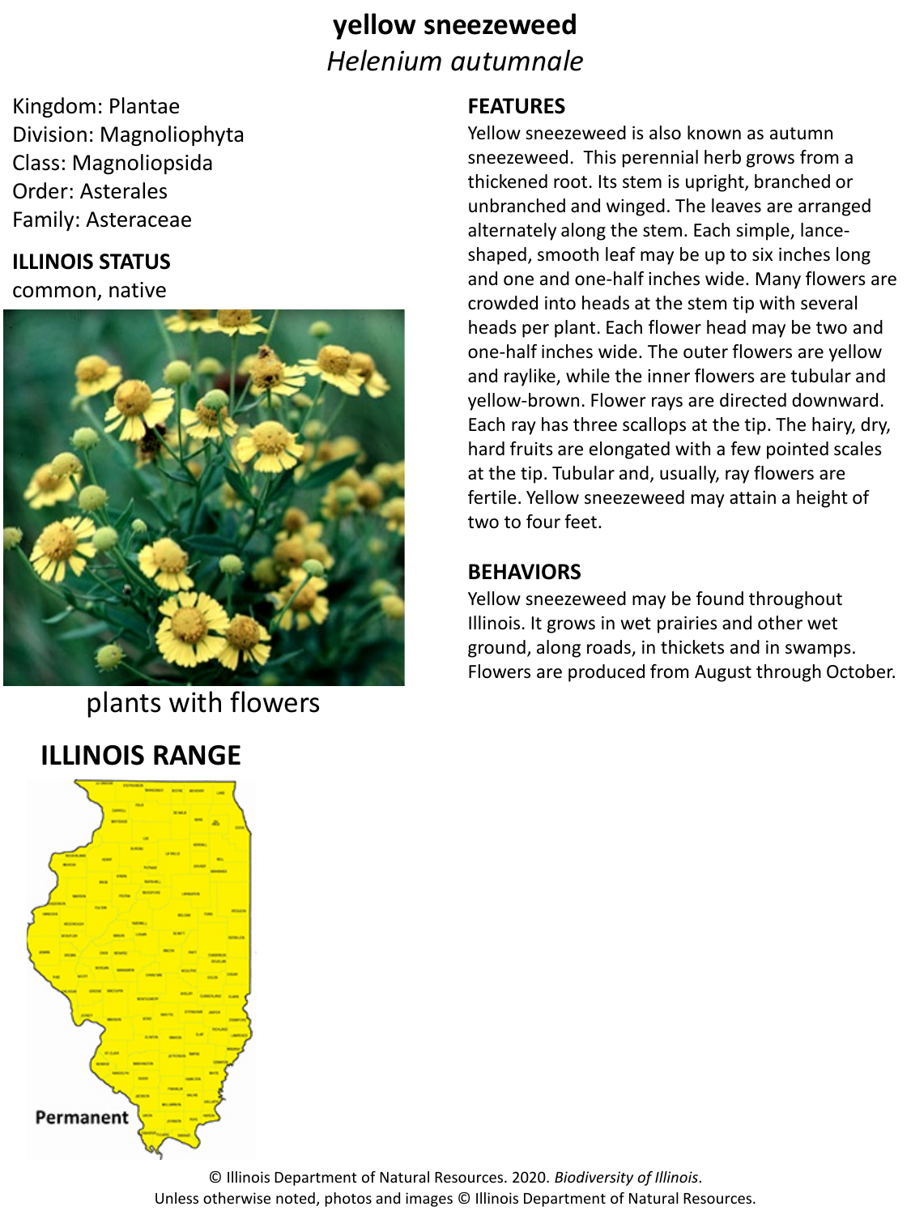# yellow sneezeweed

*Helenium autumnale*

Kingdom: Plantae
Division: Magnoliophyta
Class: Magnoliopsida
Order: Asterales
Family: Asteraceae

## ILLINOIS STATUS

common, native

plants with flowers

## ILLINOIS RANGE

Permanent

## FEATURES

Yellow sneezeweed is also known as autumn sneezeweed. This perennial herb grows from a thickened root. Its stem is upright, branched or unbranched and winged. The leaves are arranged alternately along the stem. Each simple, lance-shaped, smooth leaf may be up to six inches long and one and one-half inches wide. Many flowers are crowded into heads at the stem tip with several heads per plant. Each flower head may be two and one-half inches wide. The outer flowers are yellow and raylike, while the inner flowers are tubular and yellow-brown. Flower rays are directed downward. Each ray has three scallops at the tip. The hairy, dry, hard fruits are elongated with a few pointed scales at the tip. Tubular and, usually, ray flowers are fertile. Yellow sneezeweed may attain a height of two to four feet.

## BEHAVIORS

Yellow sneezeweed may be found throughout Illinois. It grows in wet prairies and other wet ground, along roads, in thickets and in swamps. Flowers are produced from August through October.

© Illinois Department of Natural Resources. 2020. *Biodiversity of Illinois*.
Unless otherwise noted, photos and images © Illinois Department of Natural Resources.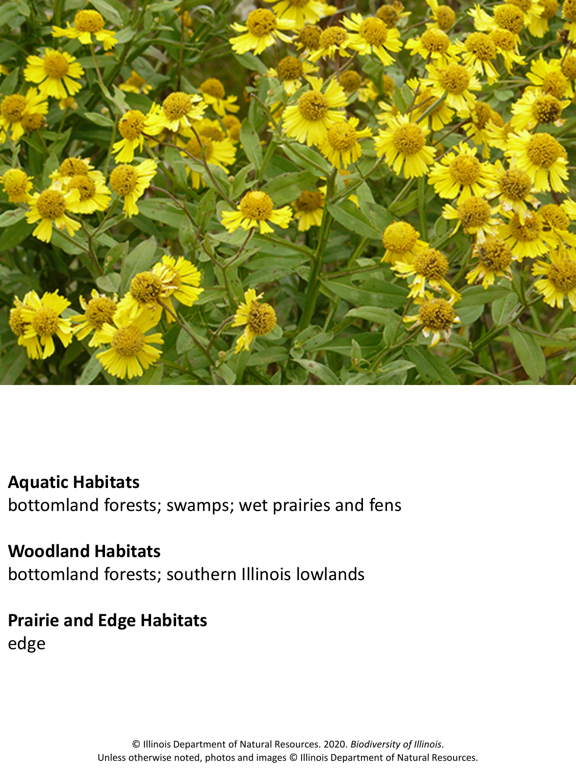**Aquatic Habitats**
bottomland forests; swamps; wet prairies and fens

**Woodland Habitats**
bottomland forests; southern Illinois lowlands

**Prairie and Edge Habitats**
edge

© Illinois Department of Natural Resources. 2020. *Biodiversity of Illinois*.
Unless otherwise noted, photos and images © Illinois Department of Natural Resources.